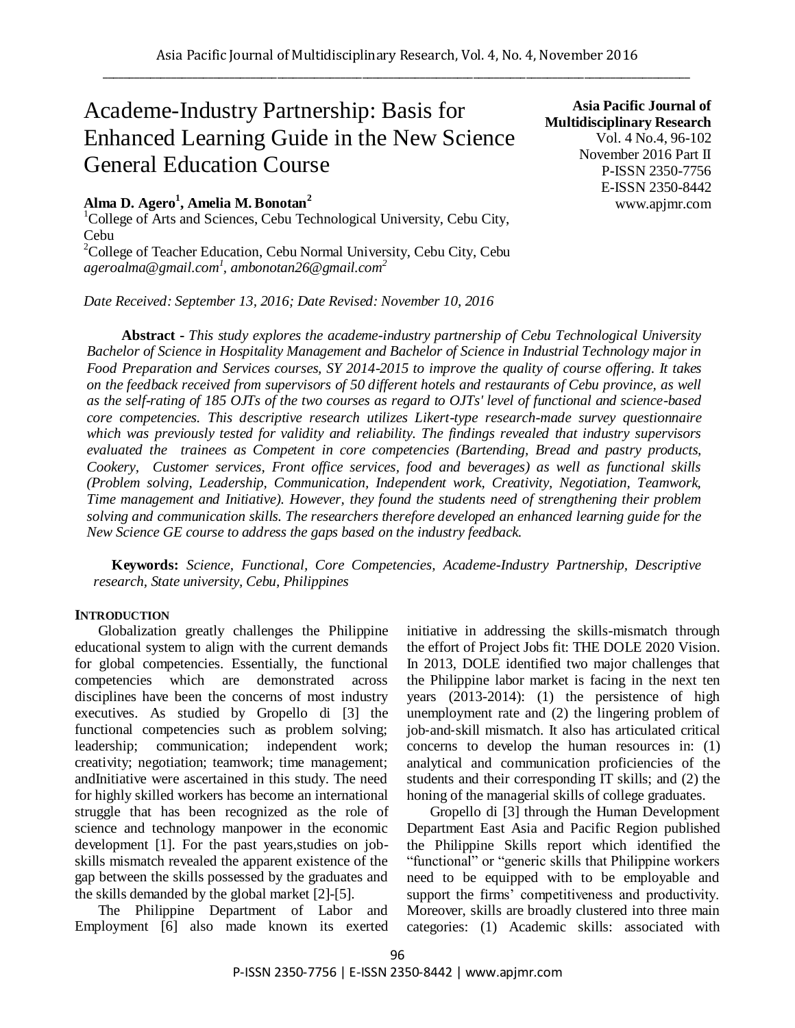# Academe-Industry Partnership: Basis for Enhanced Learning Guide in the New Science General Education Course

**Asia Pacific Journal of Multidisciplinary Research**
Vol. 4 No.4, 96-102
November 2016 Part II
P-ISSN 2350-7756
E-ISSN 2350-8442
www.apjmr.com

**Alma D. Agero[1], Amelia M. Bonotan[2]**

[1]College of Arts and Sciences, Cebu Technological University, Cebu City, Cebu
[2]College of Teacher Education, Cebu Normal University, Cebu City, Cebu
*ageroalma@gmail.com[1], ambonotan26@gmail.com[2]*

*Date Received: September 13, 2016; Date Revised: November 10, 2016*

**Abstract -** *This study explores the academe-industry partnership of Cebu Technological University Bachelor of Science in Hospitality Management and Bachelor of Science in Industrial Technology major in Food Preparation and Services courses, SY 2014-2015 to improve the quality of course offering. It takes on the feedback received from supervisors of 50 different hotels and restaurants of Cebu province, as well as the self-rating of 185 OJTs of the two courses as regard to OJTs' level of functional and science-based core competencies. This descriptive research utilizes Likert-type research-made survey questionnaire which was previously tested for validity and reliability. The findings revealed that industry supervisors evaluated the trainees as Competent in core competencies (Bartending, Bread and pastry products, Cookery, Customer services, Front office services, food and beverages) as well as functional skills (Problem solving, Leadership, Communication, Independent work, Creativity, Negotiation, Teamwork, Time management and Initiative). However, they found the students need of strengthening their problem solving and communication skills. The researchers therefore developed an enhanced learning guide for the New Science GE course to address the gaps based on the industry feedback.*

**Keywords:** *Science, Functional, Core Competencies, Academe-Industry Partnership, Descriptive research, State university, Cebu, Philippines*

## INTRODUCTION

Globalization greatly challenges the Philippine educational system to align with the current demands for global competencies. Essentially, the functional competencies which are demonstrated across disciplines have been the concerns of most industry executives. As studied by Gropello di [3] the functional competencies such as problem solving; leadership; communication; independent work; creativity; negotiation; teamwork; time management; andInitiative were ascertained in this study. The need for highly skilled workers has become an international struggle that has been recognized as the role of science and technology manpower in the economic development [1]. For the past years,studies on job-skills mismatch revealed the apparent existence of the gap between the skills possessed by the graduates and the skills demanded by the global market [2]-[5].

The Philippine Department of Labor and Employment [6] also made known its exerted initiative in addressing the skills-mismatch through the effort of Project Jobs fit: THE DOLE 2020 Vision. In 2013, DOLE identified two major challenges that the Philippine labor market is facing in the next ten years (2013-2014): (1) the persistence of high unemployment rate and (2) the lingering problem of job-and-skill mismatch. It also has articulated critical concerns to develop the human resources in: (1) analytical and communication proficiencies of the students and their corresponding IT skills; and (2) the honing of the managerial skills of college graduates.

Gropello di [3] through the Human Development Department East Asia and Pacific Region published the Philippine Skills report which identified the "functional" or "generic skills that Philippine workers need to be equipped with to be employable and support the firms' competitiveness and productivity. Moreover, skills are broadly clustered into three main categories: (1) Academic skills: associated with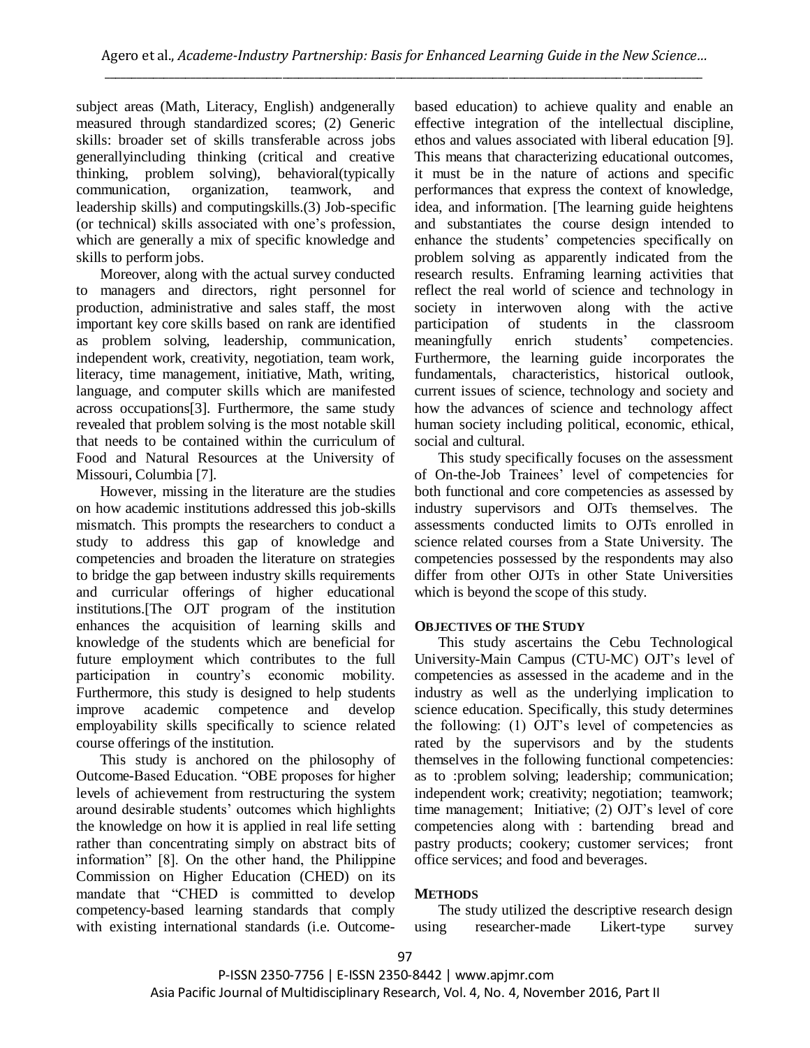subject areas (Math, Literacy, English) andgenerally measured through standardized scores; (2) Generic skills: broader set of skills transferable across jobs generallyincluding thinking (critical and creative thinking, problem solving), behavioral(typically communication, organization, teamwork, and leadership skills) and computingskills.(3) Job-specific (or technical) skills associated with one's profession, which are generally a mix of specific knowledge and skills to perform jobs.

Moreover, along with the actual survey conducted to managers and directors, right personnel for production, administrative and sales staff, the most important key core skills based on rank are identified as problem solving, leadership, communication, independent work, creativity, negotiation, team work, literacy, time management, initiative, Math, writing, language, and computer skills which are manifested across occupations[3]. Furthermore, the same study revealed that problem solving is the most notable skill that needs to be contained within the curriculum of Food and Natural Resources at the University of Missouri, Columbia [7].

However, missing in the literature are the studies on how academic institutions addressed this job-skills mismatch. This prompts the researchers to conduct a study to address this gap of knowledge and competencies and broaden the literature on strategies to bridge the gap between industry skills requirements and curricular offerings of higher educational institutions.[The OJT program of the institution enhances the acquisition of learning skills and knowledge of the students which are beneficial for future employment which contributes to the full participation in country's economic mobility. Furthermore, this study is designed to help students improve academic competence and develop employability skills specifically to science related course offerings of the institution.

This study is anchored on the philosophy of Outcome-Based Education. "OBE proposes for higher levels of achievement from restructuring the system around desirable students' outcomes which highlights the knowledge on how it is applied in real life setting rather than concentrating simply on abstract bits of information" [8]. On the other hand, the Philippine Commission on Higher Education (CHED) on its mandate that "CHED is committed to develop competency-based learning standards that comply with existing international standards (i.e. Outcome-based education) to achieve quality and enable an effective integration of the intellectual discipline, ethos and values associated with liberal education [9]. This means that characterizing educational outcomes, it must be in the nature of actions and specific performances that express the context of knowledge, idea, and information. [The learning guide heightens and substantiates the course design intended to enhance the students' competencies specifically on problem solving as apparently indicated from the research results. Enframing learning activities that reflect the real world of science and technology in society in interwoven along with the active participation of students in the classroom meaningfully enrich students' competencies. Furthermore, the learning guide incorporates the fundamentals, characteristics, historical outlook, current issues of science, technology and society and how the advances of science and technology affect human society including political, economic, ethical, social and cultural.

This study specifically focuses on the assessment of On-the-Job Trainees' level of competencies for both functional and core competencies as assessed by industry supervisors and OJTs themselves. The assessments conducted limits to OJTs enrolled in science related courses from a State University. The competencies possessed by the respondents may also differ from other OJTs in other State Universities which is beyond the scope of this study.

## OBJECTIVES OF THE STUDY

This study ascertains the Cebu Technological University-Main Campus (CTU-MC) OJT's level of competencies as assessed in the academe and in the industry as well as the underlying implication to science education. Specifically, this study determines the following: (1) OJT's level of competencies as rated by the supervisors and by the students themselves in the following functional competencies: as to :problem solving; leadership; communication; independent work; creativity; negotiation; teamwork; time management; Initiative; (2) OJT's level of core competencies along with : bartending bread and pastry products; cookery; customer services; front office services; and food and beverages.

## METHODS

The study utilized the descriptive research design using researcher-made Likert-type survey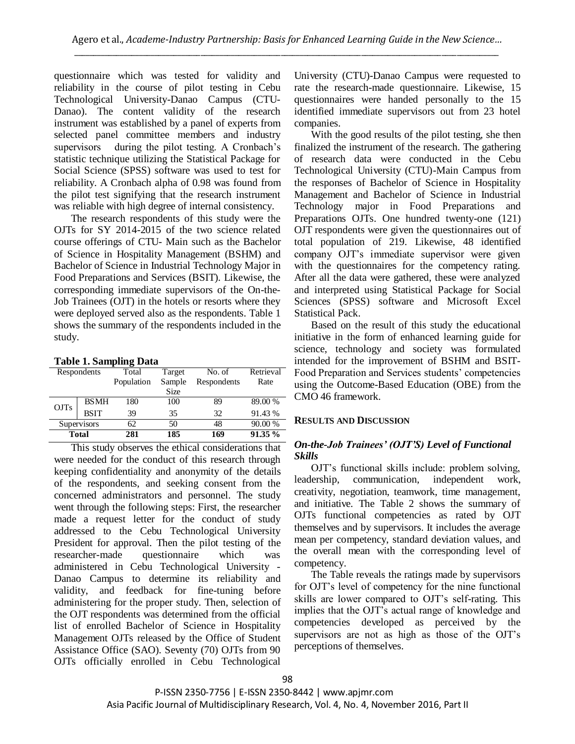questionnaire which was tested for validity and reliability in the course of pilot testing in Cebu Technological University-Danao Campus (CTU-Danao). The content validity of the research instrument was established by a panel of experts from selected panel committee members and industry supervisors during the pilot testing. A Cronbach's statistic technique utilizing the Statistical Package for Social Science (SPSS) software was used to test for reliability. A Cronbach alpha of 0.98 was found from the pilot test signifying that the research instrument was reliable with high degree of internal consistency.

The research respondents of this study were the OJTs for SY 2014-2015 of the two science related course offerings of CTU- Main such as the Bachelor of Science in Hospitality Management (BSHM) and Bachelor of Science in Industrial Technology Major in Food Preparations and Services (BSIT). Likewise, the corresponding immediate supervisors of the On-the-Job Trainees (OJT) in the hotels or resorts where they were deployed served also as the respondents. Table 1 shows the summary of the respondents included in the study.

**Table 1. Sampling Data**

| Respondents | | Total Population | Target Sample Size | No. of Respondents | Retrieval Rate |
|---|---|---|---|---|---|
| OJTs | BSMH | 180 | 100 | 89 | 89.00 % |
| | BSIT | 39 | 35 | 32 | 91.43 % |
| Supervisors | | 62 | 50 | 48 | 90.00 % |
| **Total** | | **281** | **185** | **169** | **91.35 %** |

This study observes the ethical considerations that were needed for the conduct of this research through keeping confidentiality and anonymity of the details of the respondents, and seeking consent from the concerned administrators and personnel. The study went through the following steps: First, the researcher made a request letter for the conduct of study addressed to the Cebu Technological University President for approval. Then the pilot testing of the researcher-made questionnaire which was administered in Cebu Technological University - Danao Campus to determine its reliability and validity, and feedback for fine-tuning before administering for the proper study. Then, selection of the OJT respondents was determined from the official list of enrolled Bachelor of Science in Hospitality Management OJTs released by the Office of Student Assistance Office (SAO). Seventy (70) OJTs from 90 OJTs officially enrolled in Cebu Technological University (CTU)-Danao Campus were requested to rate the research-made questionnaire. Likewise, 15 questionnaires were handed personally to the 15 identified immediate supervisors out from 23 hotel companies.

With the good results of the pilot testing, she then finalized the instrument of the research. The gathering of research data were conducted in the Cebu Technological University (CTU)-Main Campus from the responses of Bachelor of Science in Hospitality Management and Bachelor of Science in Industrial Technology major in Food Preparations and Preparations OJTs. One hundred twenty-one (121) OJT respondents were given the questionnaires out of total population of 219. Likewise, 48 identified company OJT's immediate supervisor were given with the questionnaires for the competency rating. After all the data were gathered, these were analyzed and interpreted using Statistical Package for Social Sciences (SPSS) software and Microsoft Excel Statistical Pack.

Based on the result of this study the educational initiative in the form of enhanced learning guide for science, technology and society was formulated intended for the improvement of BSHM and BSIT-Food Preparation and Services students' competencies using the Outcome-Based Education (OBE) from the CMO 46 framework.

## RESULTS AND DISCUSSION

### *On-the-Job Trainees' (OJT'S) Level of Functional Skills*

OJT's functional skills include: problem solving, leadership, communication, independent work, creativity, negotiation, teamwork, time management, and initiative. The Table 2 shows the summary of OJTs functional competencies as rated by OJT themselves and by supervisors. It includes the average mean per competency, standard deviation values, and the overall mean with the corresponding level of competency.

The Table reveals the ratings made by supervisors for OJT's level of competency for the nine functional skills are lower compared to OJT's self-rating. This implies that the OJT's actual range of knowledge and competencies developed as perceived by the supervisors are not as high as those of the OJT's perceptions of themselves.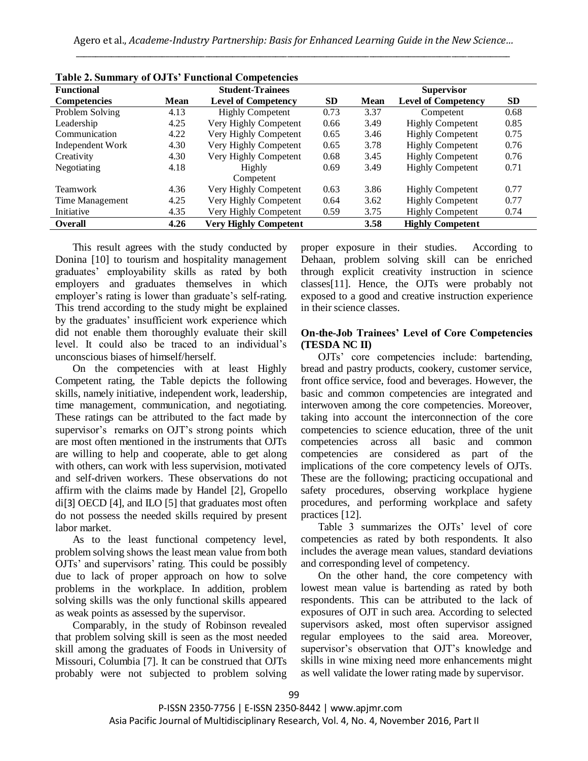**Table 2. Summary of OJTs' Functional Competencies**

| Functional Competencies | Student-Trainees | | | Supervisor | | |
|---|---|---|---|---|---|---|
| | Mean | Level of Competency | SD | Mean | Level of Competency | SD |
| Problem Solving | 4.13 | Highly Competent | 0.73 | 3.37 | Competent | 0.68 |
| Leadership | 4.25 | Very Highly Competent | 0.66 | 3.49 | Highly Competent | 0.85 |
| Communication | 4.22 | Very Highly Competent | 0.65 | 3.46 | Highly Competent | 0.75 |
| Independent Work | 4.30 | Very Highly Competent | 0.65 | 3.78 | Highly Competent | 0.76 |
| Creativity | 4.30 | Very Highly Competent | 0.68 | 3.45 | Highly Competent | 0.76 |
| Negotiating | 4.18 | Highly Competent | 0.69 | 3.49 | Highly Competent | 0.71 |
| Teamwork | 4.36 | Very Highly Competent | 0.63 | 3.86 | Highly Competent | 0.77 |
| Time Management | 4.25 | Very Highly Competent | 0.64 | 3.62 | Highly Competent | 0.77 |
| Initiative | 4.35 | Very Highly Competent | 0.59 | 3.75 | Highly Competent | 0.74 |
| **Overall** | **4.26** | **Very Highly Competent** | | **3.58** | **Highly Competent** | |

This result agrees with the study conducted by Donina [10] to tourism and hospitality management graduates' employability skills as rated by both employers and graduates themselves in which employer's rating is lower than graduate's self-rating. This trend according to the study might be explained by the graduates' insufficient work experience which did not enable them thoroughly evaluate their skill level. It could also be traced to an individual's unconscious biases of himself/herself.

On the competencies with at least Highly Competent rating, the Table depicts the following skills, namely initiative, independent work, leadership, time management, communication, and negotiating. These ratings can be attributed to the fact made by supervisor's remarks on OJT's strong points which are most often mentioned in the instruments that OJTs are willing to help and cooperate, able to get along with others, can work with less supervision, motivated and self-driven workers. These observations do not affirm with the claims made by Handel [2], Gropello di[3] OECD [4], and ILO [5] that graduates most often do not possess the needed skills required by present labor market.

As to the least functional competency level, problem solving shows the least mean value from both OJTs' and supervisors' rating. This could be possibly due to lack of proper approach on how to solve problems in the workplace. In addition, problem solving skills was the only functional skills appeared as weak points as assessed by the supervisor.

Comparably, in the study of Robinson revealed that problem solving skill is seen as the most needed skill among the graduates of Foods in University of Missouri, Columbia [7]. It can be construed that OJTs probably were not subjected to problem solving proper exposure in their studies. According to Dehaan, problem solving skill can be enriched through explicit creativity instruction in science classes[11]. Hence, the OJTs were probably not exposed to a good and creative instruction experience in their science classes.

### On-the-Job Trainees' Level of Core Competencies (TESDA NC II)

OJTs' core competencies include: bartending, bread and pastry products, cookery, customer service, front office service, food and beverages. However, the basic and common competencies are integrated and interwoven among the core competencies. Moreover, taking into account the interconnection of the core competencies to science education, three of the unit competencies across all basic and common competencies are considered as part of the implications of the core competency levels of OJTs. These are the following; practicing occupational and safety procedures, observing workplace hygiene procedures, and performing workplace and safety practices [12].

Table 3 summarizes the OJTs' level of core competencies as rated by both respondents. It also includes the average mean values, standard deviations and corresponding level of competency.

On the other hand, the core competency with lowest mean value is bartending as rated by both respondents. This can be attributed to the lack of exposures of OJT in such area. According to selected supervisors asked, most often supervisor assigned regular employees to the said area. Moreover, supervisor's observation that OJT's knowledge and skills in wine mixing need more enhancements might as well validate the lower rating made by supervisor.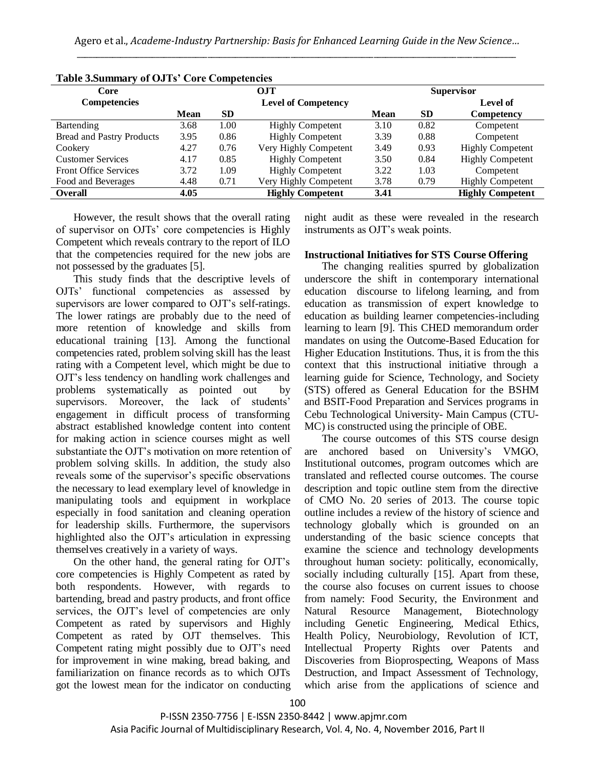**Table 3.Summary of OJTs' Core Competencies**

| Core Competencies | OJT | | | Supervisor | | |
|---|---|---|---|---|---|---|
| | Mean | SD | Level of Competency | Mean | SD | Level of Competency |
| Bartending | 3.68 | 1.00 | Highly Competent | 3.10 | 0.82 | Competent |
| Bread and Pastry Products | 3.95 | 0.86 | Highly Competent | 3.39 | 0.88 | Competent |
| Cookery | 4.27 | 0.76 | Very Highly Competent | 3.49 | 0.93 | Highly Competent |
| Customer Services | 4.17 | 0.85 | Highly Competent | 3.50 | 0.84 | Highly Competent |
| Front Office Services | 3.72 | 1.09 | Highly Competent | 3.22 | 1.03 | Competent |
| Food and Beverages | 4.48 | 0.71 | Very Highly Competent | 3.78 | 0.79 | Highly Competent |
| **Overall** | **4.05** | | **Highly Competent** | **3.41** | | **Highly Competent** |

However, the result shows that the overall rating of supervisor on OJTs' core competencies is Highly Competent which reveals contrary to the report of ILO that the competencies required for the new jobs are not possessed by the graduates [5].

This study finds that the descriptive levels of OJTs' functional competencies as assessed by supervisors are lower compared to OJT's self-ratings. The lower ratings are probably due to the need of more retention of knowledge and skills from educational training [13]. Among the functional competencies rated, problem solving skill has the least rating with a Competent level, which might be due to OJT's less tendency on handling work challenges and problems systematically as pointed out by supervisors. Moreover, the lack of students' engagement in difficult process of transforming abstract established knowledge content into content for making action in science courses might as well substantiate the OJT's motivation on more retention of problem solving skills. In addition, the study also reveals some of the supervisor's specific observations the necessary to lead exemplary level of knowledge in manipulating tools and equipment in workplace especially in food sanitation and cleaning operation for leadership skills. Furthermore, the supervisors highlighted also the OJT's articulation in expressing themselves creatively in a variety of ways.

On the other hand, the general rating for OJT's core competencies is Highly Competent as rated by both respondents. However, with regards to bartending, bread and pastry products, and front office services, the OJT's level of competencies are only Competent as rated by supervisors and Highly Competent as rated by OJT themselves. This Competent rating might possibly due to OJT's need for improvement in wine making, bread baking, and familiarization on finance records as to which OJTs got the lowest mean for the indicator on conducting night audit as these were revealed in the research instruments as OJT's weak points.

### Instructional Initiatives for STS Course Offering

The changing realities spurred by globalization underscore the shift in contemporary international education discourse to lifelong learning, and from education as transmission of expert knowledge to education as building learner competencies-including learning to learn [9]. This CHED memorandum order mandates on using the Outcome-Based Education for Higher Education Institutions. Thus, it is from the this context that this instructional initiative through a learning guide for Science, Technology, and Society (STS) offered as General Education for the BSHM and BSIT-Food Preparation and Services programs in Cebu Technological University- Main Campus (CTU-MC) is constructed using the principle of OBE.

The course outcomes of this STS course design are anchored based on University's VMGO, Institutional outcomes, program outcomes which are translated and reflected course outcomes. The course description and topic outline stem from the directive of CMO No. 20 series of 2013. The course topic outline includes a review of the history of science and technology globally which is grounded on an understanding of the basic science concepts that examine the science and technology developments throughout human society: politically, economically, socially including culturally [15]. Apart from these, the course also focuses on current issues to choose from namely: Food Security, the Environment and Natural Resource Management, Biotechnology including Genetic Engineering, Medical Ethics, Health Policy, Neurobiology, Revolution of ICT, Intellectual Property Rights over Patents and Discoveries from Bioprospecting, Weapons of Mass Destruction, and Impact Assessment of Technology, which arise from the applications of science and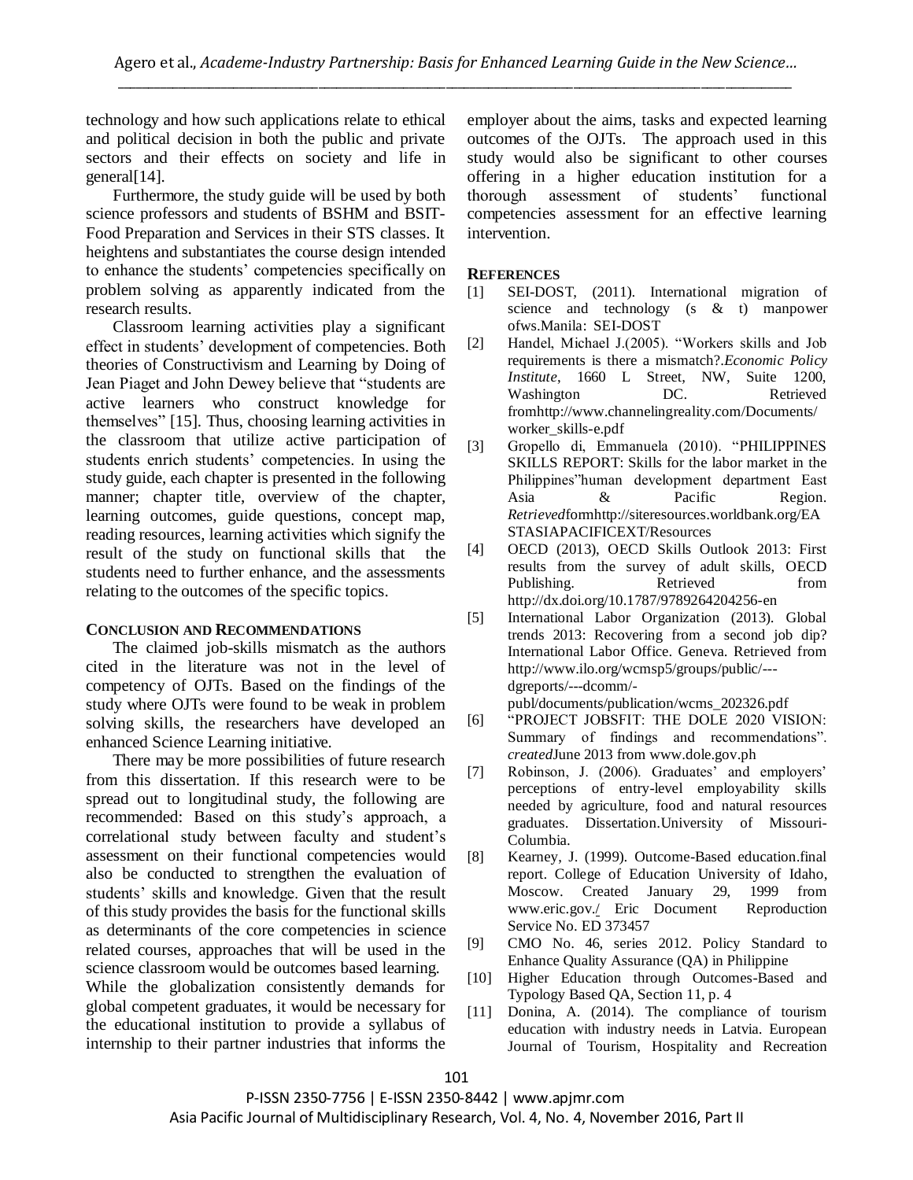technology and how such applications relate to ethical and political decision in both the public and private sectors and their effects on society and life in general[14].

Furthermore, the study guide will be used by both science professors and students of BSHM and BSIT-Food Preparation and Services in their STS classes. It heightens and substantiates the course design intended to enhance the students' competencies specifically on problem solving as apparently indicated from the research results.

Classroom learning activities play a significant effect in students' development of competencies. Both theories of Constructivism and Learning by Doing of Jean Piaget and John Dewey believe that "students are active learners who construct knowledge for themselves" [15]. Thus, choosing learning activities in the classroom that utilize active participation of students enrich students' competencies. In using the study guide, each chapter is presented in the following manner; chapter title, overview of the chapter, learning outcomes, guide questions, concept map, reading resources, learning activities which signify the result of the study on functional skills that the students need to further enhance, and the assessments relating to the outcomes of the specific topics.

## CONCLUSION AND RECOMMENDATIONS

The claimed job-skills mismatch as the authors cited in the literature was not in the level of competency of OJTs. Based on the findings of the study where OJTs were found to be weak in problem solving skills, the researchers have developed an enhanced Science Learning initiative.

There may be more possibilities of future research from this dissertation. If this research were to be spread out to longitudinal study, the following are recommended: Based on this study's approach, a correlational study between faculty and student's assessment on their functional competencies would also be conducted to strengthen the evaluation of students' skills and knowledge. Given that the result of this study provides the basis for the functional skills as determinants of the core competencies in science related courses, approaches that will be used in the science classroom would be outcomes based learning. While the globalization consistently demands for global competent graduates, it would be necessary for the educational institution to provide a syllabus of internship to their partner industries that informs the employer about the aims, tasks and expected learning outcomes of the OJTs. The approach used in this study would also be significant to other courses offering in a higher education institution for a thorough assessment of students' functional competencies assessment for an effective learning intervention.

## REFERENCES

[1] SEI-DOST, (2011). International migration of science and technology (s & t) manpower ofws.Manila: SEI-DOST

[2] Handel, Michael J.(2005). "Workers skills and Job requirements is there a mismatch?.*Economic Policy Institute*, 1660 L Street, NW, Suite 1200, Washington DC. Retrieved fromhttp://www.channelingreality.com/Documents/worker_skills-e.pdf

[3] Gropello di, Emmanuela (2010). "PHILIPPINES SKILLS REPORT: Skills for the labor market in the Philippines"human development department East Asia & Pacific Region. *Retrieved*formhttp://siteresources.worldbank.org/EASTASIAPACIFICEXT/Resources

[4] OECD (2013), OECD Skills Outlook 2013: First results from the survey of adult skills, OECD Publishing. Retrieved from http://dx.doi.org/10.1787/9789264204256-en

[5] International Labor Organization (2013). Global trends 2013: Recovering from a second job dip? International Labor Office. Geneva. Retrieved from http://www.ilo.org/wcmsp5/groups/public/---dgreports/---dcomm/-publ/documents/publication/wcms_202326.pdf

[6] "PROJECT JOBSFIT: THE DOLE 2020 VISION: Summary of findings and recommendations". *created*June 2013 from www.dole.gov.ph

[7] Robinson, J. (2006). Graduates' and employers' perceptions of entry-level employability skills needed by agriculture, food and natural resources graduates. Dissertation.University of Missouri-Columbia.

[8] Kearney, J. (1999). Outcome-Based education.final report. College of Education University of Idaho, Moscow. Created January 29, 1999 from www.eric.gov./ Eric Document Reproduction Service No. ED 373457

[9] CMO No. 46, series 2012. Policy Standard to Enhance Quality Assurance (QA) in Philippine

[10] Higher Education through Outcomes-Based and Typology Based QA, Section 11, p. 4

[11] Donina, A. (2014). The compliance of tourism education with industry needs in Latvia. European Journal of Tourism, Hospitality and Recreation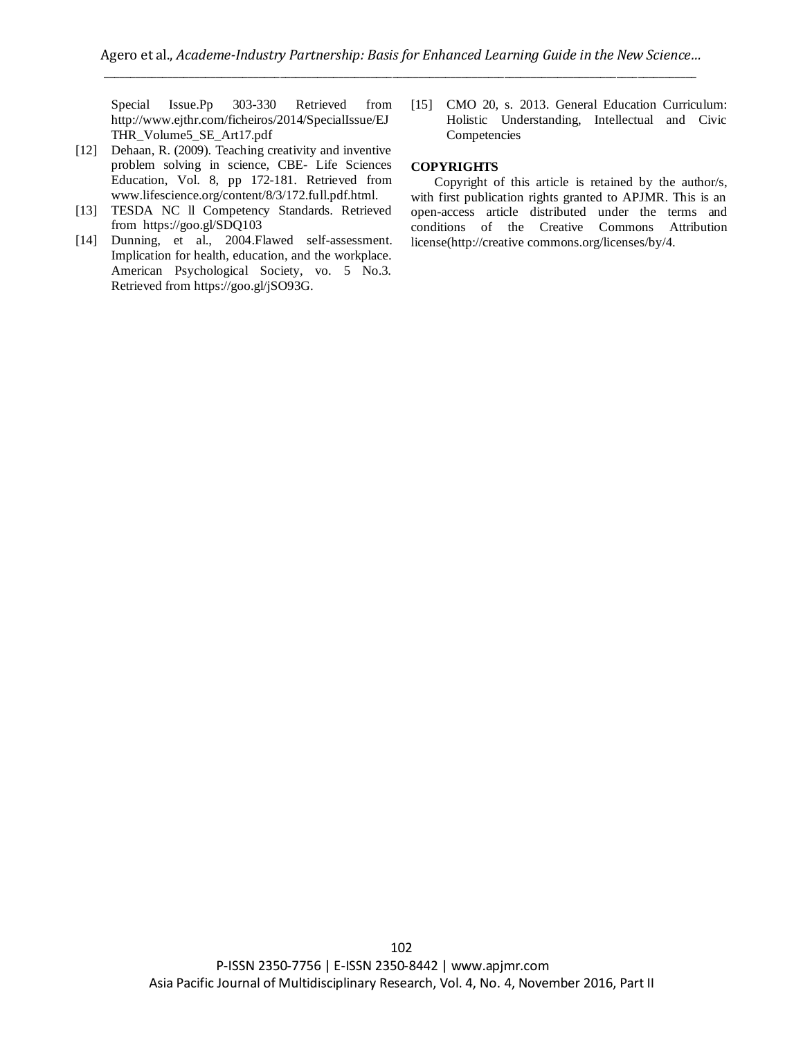Special Issue.Pp 303-330 Retrieved from http://www.ejthr.com/ficheiros/2014/SpecialIssue/EJTHR_Volume5_SE_Art17.pdf

[12] Dehaan, R. (2009). Teaching creativity and inventive problem solving in science, CBE- Life Sciences Education, Vol. 8, pp 172-181. Retrieved from www.lifescience.org/content/8/3/172.full.pdf.html.

[13] TESDA NC ll Competency Standards. Retrieved from https://goo.gl/SDQ103

[14] Dunning, et al., 2004.Flawed self-assessment. Implication for health, education, and the workplace. American Psychological Society, vo. 5 No.3. Retrieved from https://goo.gl/jSO93G.

[15] CMO 20, s. 2013. General Education Curriculum: Holistic Understanding, Intellectual and Civic Competencies

## COPYRIGHTS

Copyright of this article is retained by the author/s, with first publication rights granted to APJMR. This is an open-access article distributed under the terms and conditions of the Creative Commons Attribution license(http://creative commons.org/licenses/by/4.